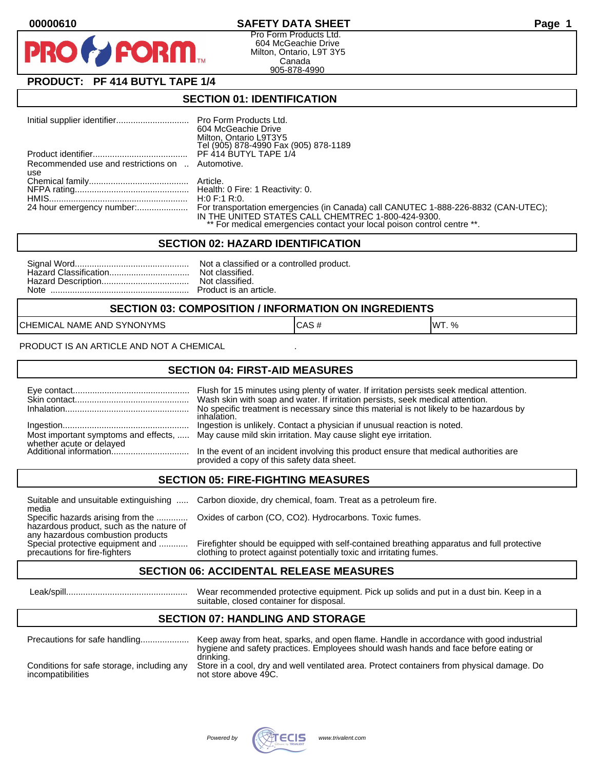00000610

# SAFETY DATA SHEET

Pro Form Products Ltd.
604 McGeachie Drive
Milton, Ontario, L9T 3Y5
Canada
905-878-4990

## PRODUCT: PF 414 BUTYL TAPE 1/4

## SECTION 01: IDENTIFICATION

| | |
|---|---|
| Initial supplier identifier | Pro Form Products Ltd. 604 McGeachie Drive Milton, Ontario L9T3Y5 Tel (905) 878-4990 Fax (905) 878-1189 |
| Product identifier | PF 414 BUTYL TAPE 1/4 |
| Recommended use and restrictions on use | Automotive. |
| Chemical family | Article. |
| NFPA rating | Health: 0 Fire: 1 Reactivity: 0. |
| HMIS | H:0 F:1 R:0. |
| 24 hour emergency number: | For transportation emergencies (in Canada) call CANUTEC 1-888-226-8832 (CAN-UTEC); IN THE UNITED STATES CALL CHEMTREC 1-800-424-9300. ** For medical emergencies contact your local poison control centre **. |

## SECTION 02: HAZARD IDENTIFICATION

| | |
|---|---|
| Signal Word | Not a classified or a controlled product. |
| Hazard Classification | Not classified. |
| Hazard Description | Not classified. |
| Note | Product is an article. |

## SECTION 03: COMPOSITION / INFORMATION ON INGREDIENTS

| CHEMICAL NAME AND SYNONYMS | CAS # | WT. % |
|---|---|---|

PRODUCT IS AN ARTICLE AND NOT A CHEMICAL .

## SECTION 04: FIRST-AID MEASURES

| | |
|---|---|
| Eye contact | Flush for 15 minutes using plenty of water. If irritation persists seek medical attention. |
| Skin contact | Wash skin with soap and water. If irritation persists, seek medical attention. |
| Inhalation | No specific treatment is necessary since this material is not likely to be hazardous by inhalation. |
| Ingestion | Ingestion is unlikely. Contact a physician if unusual reaction is noted. |
| Most important symptoms and effects, whether acute or delayed | May cause mild skin irritation. May cause slight eye irritation. |
| Additional information | In the event of an incident involving this product ensure that medical authorities are provided a copy of this safety data sheet. |

## SECTION 05: FIRE-FIGHTING MEASURES

| | |
|---|---|
| Suitable and unsuitable extinguishing media | Carbon dioxide, dry chemical, foam. Treat as a petroleum fire. |
| Specific hazards arising from the hazardous product, such as the nature of any hazardous combustion products | Oxides of carbon (CO, $CO_2$). Hydrocarbons. Toxic fumes. |
| Special protective equipment and precautions for fire-fighters | Firefighter should be equipped with self-contained breathing apparatus and full protective clothing to protect against potentially toxic and irritating fumes. |

## SECTION 06: ACCIDENTAL RELEASE MEASURES

| | |
|---|---|
| Leak/spill | Wear recommended protective equipment. Pick up solids and put in a dust bin. Keep in a suitable, closed container for disposal. |

## SECTION 07: HANDLING AND STORAGE

| | |
|---|---|
| Precautions for safe handling | Keep away from heat, sparks, and open flame. Handle in accordance with good industrial hygiene and safety practices. Employees should wash hands and face before eating or drinking. |
| Conditions for safe storage, including any incompatibilities | Store in a cool, dry and well ventilated area. Protect containers from physical damage. Do not store above 49C. |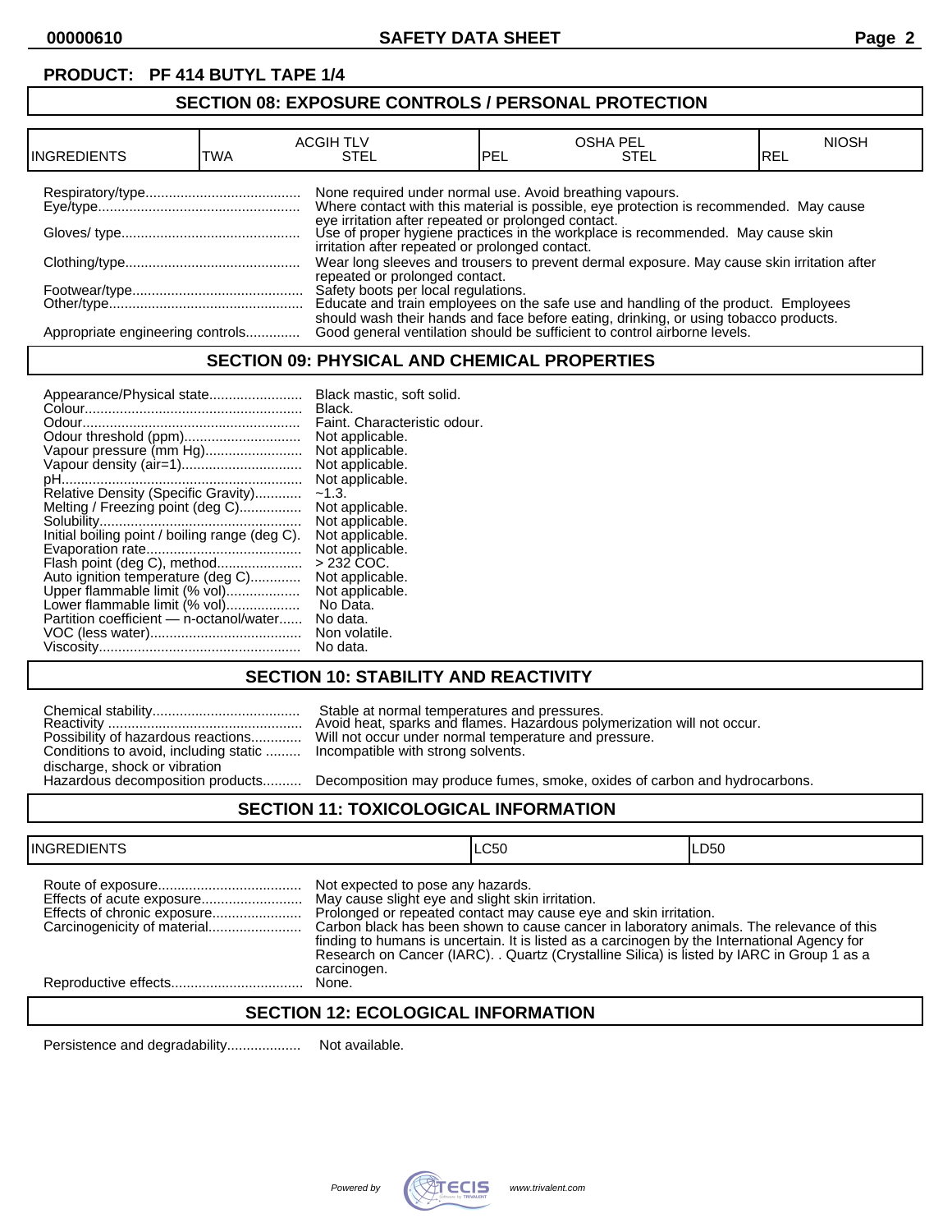**PRODUCT: PF 414 BUTYL TAPE 1/4**

## SECTION 08: EXPOSURE CONTROLS / PERSONAL PROTECTION

| INGREDIENTS | ACGIH TLV TWA | ACGIH TLV STEL | OSHA PEL PEL | OSHA PEL STEL | NIOSH REL |
|---|---|---|---|---|---|

| | |
|---|---|
| Respiratory/type | None required under normal use. Avoid breathing vapours. |
| Eye/type | Where contact with this material is possible, eye protection is recommended. May cause eye irritation after repeated or prolonged contact. |
| Gloves/ type | Use of proper hygiene practices in the workplace is recommended. May cause skin irritation after repeated or prolonged contact. |
| Clothing/type | Wear long sleeves and trousers to prevent dermal exposure. May cause skin irritation after repeated or prolonged contact. |
| Footwear/type | Safety boots per local regulations. |
| Other/type | Educate and train employees on the safe use and handling of the product. Employees should wash their hands and face before eating, drinking, or using tobacco products. |
| Appropriate engineering controls | Good general ventilation should be sufficient to control airborne levels. |

## SECTION 09: PHYSICAL AND CHEMICAL PROPERTIES

| | |
|---|---|
| Appearance/Physical state | Black mastic, soft solid. |
| Colour | Black. |
| Odour | Faint. Characteristic odour. |
| Odour threshold (ppm) | Not applicable. |
| Vapour pressure (mm Hg) | Not applicable. |
| Vapour density (air=1) | Not applicable. |
| pH | Not applicable. |
| Relative Density (Specific Gravity) | ~1.3. |
| Melting / Freezing point (deg C) | Not applicable. |
| Solubility | Not applicable. |
| Initial boiling point / boiling range (deg C). | Not applicable. |
| Evaporation rate | Not applicable. |
| Flash point (deg C), method | > 232 COC. |
| Auto ignition temperature (deg C) | Not applicable. |
| Upper flammable limit (% vol) | Not applicable. |
| Lower flammable limit (% vol) | No Data. |
| Partition coefficient — n-octanol/water | No data. |
| VOC (less water) | Non volatile. |
| Viscosity | No data. |

## SECTION 10: STABILITY AND REACTIVITY

| | |
|---|---|
| Chemical stability | Stable at normal temperatures and pressures. |
| Reactivity | Avoid heat, sparks and flames. Hazardous polymerization will not occur. |
| Possibility of hazardous reactions | Will not occur under normal temperature and pressure. |
| Conditions to avoid, including static discharge, shock or vibration | Incompatible with strong solvents. |
| Hazardous decomposition products | Decomposition may produce fumes, smoke, oxides of carbon and hydrocarbons. |

## SECTION 11: TOXICOLOGICAL INFORMATION

| INGREDIENTS | LC50 | LD50 |
|---|---|---|

| | |
|---|---|
| Route of exposure | Not expected to pose any hazards. |
| Effects of acute exposure | May cause slight eye and slight skin irritation. |
| Effects of chronic exposure | Prolonged or repeated contact may cause eye and skin irritation. |
| Carcinogenicity of material | Carbon black has been shown to cause cancer in laboratory animals. The relevance of this finding to humans is uncertain. It is listed as a carcinogen by the International Agency for Research on Cancer (IARC). . Quartz (Crystalline Silica) is listed by IARC in Group 1 as a carcinogen. |
| Reproductive effects | None. |

## SECTION 12: ECOLOGICAL INFORMATION

| | |
|---|---|
| Persistence and degradability | Not available. |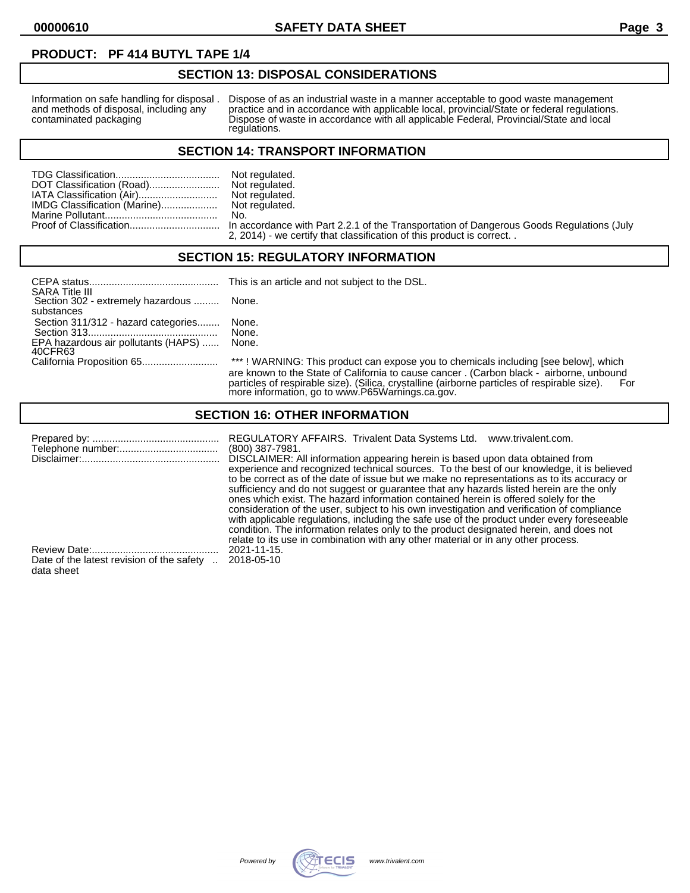**PRODUCT: PF 414 BUTYL TAPE 1/4**

## SECTION 13: DISPOSAL CONSIDERATIONS

| | |
|---|---|
| Information on safe handling for disposal and methods of disposal, including any contaminated packaging | Dispose of as an industrial waste in a manner acceptable to good waste management practice and in accordance with applicable local, provincial/State or federal regulations. Dispose of waste in accordance with all applicable Federal, Provincial/State and local regulations. |

## SECTION 14: TRANSPORT INFORMATION

| | |
|---|---|
| TDG Classification | Not regulated. |
| DOT Classification (Road) | Not regulated. |
| IATA Classification (Air) | Not regulated. |
| IMDG Classification (Marine) | Not regulated. |
| Marine Pollutant | No. |
| Proof of Classification | In accordance with Part 2.2.1 of the Transportation of Dangerous Goods Regulations (July 2, 2014) - we certify that classification of this product is correct. . |

## SECTION 15: REGULATORY INFORMATION

| | |
|---|---|
| CEPA status | This is an article and not subject to the DSL. |
| SARA Title III | |
| Section 302 - extremely hazardous substances | None. |
| Section 311/312 - hazard categories | None. |
| Section 313 | None. |
| EPA hazardous air pollutants (HAPS) 40CFR63 | None. |
| California Proposition 65 | *** ! WARNING: This product can expose you to chemicals including [see below], which are known to the State of California to cause cancer . (Carbon black - airborne, unbound particles of respirable size). (Silica, crystalline (airborne particles of respirable size). For more information, go to www.P65Warnings.ca.gov. |

## SECTION 16: OTHER INFORMATION

| | |
|---|---|
| Prepared by: | REGULATORY AFFAIRS. Trivalent Data Systems Ltd. www.trivalent.com. |
| Telephone number: | (800) 387-7981. |
| Disclaimer: | DISCLAIMER: All information appearing herein is based upon data obtained from experience and recognized technical sources. To the best of our knowledge, it is believed to be correct as of the date of issue but we make no representations as to its accuracy or sufficiency and do not suggest or guarantee that any hazards listed herein are the only ones which exist. The hazard information contained herein is offered solely for the consideration of the user, subject to his own investigation and verification of compliance with applicable regulations, including the safe use of the product under every foreseeable condition. The information relates only to the product designated herein, and does not relate to its use in combination with any other material or in any other process. |
| Review Date: | 2021-11-15. |
| Date of the latest revision of the safety data sheet | 2018-05-10 |